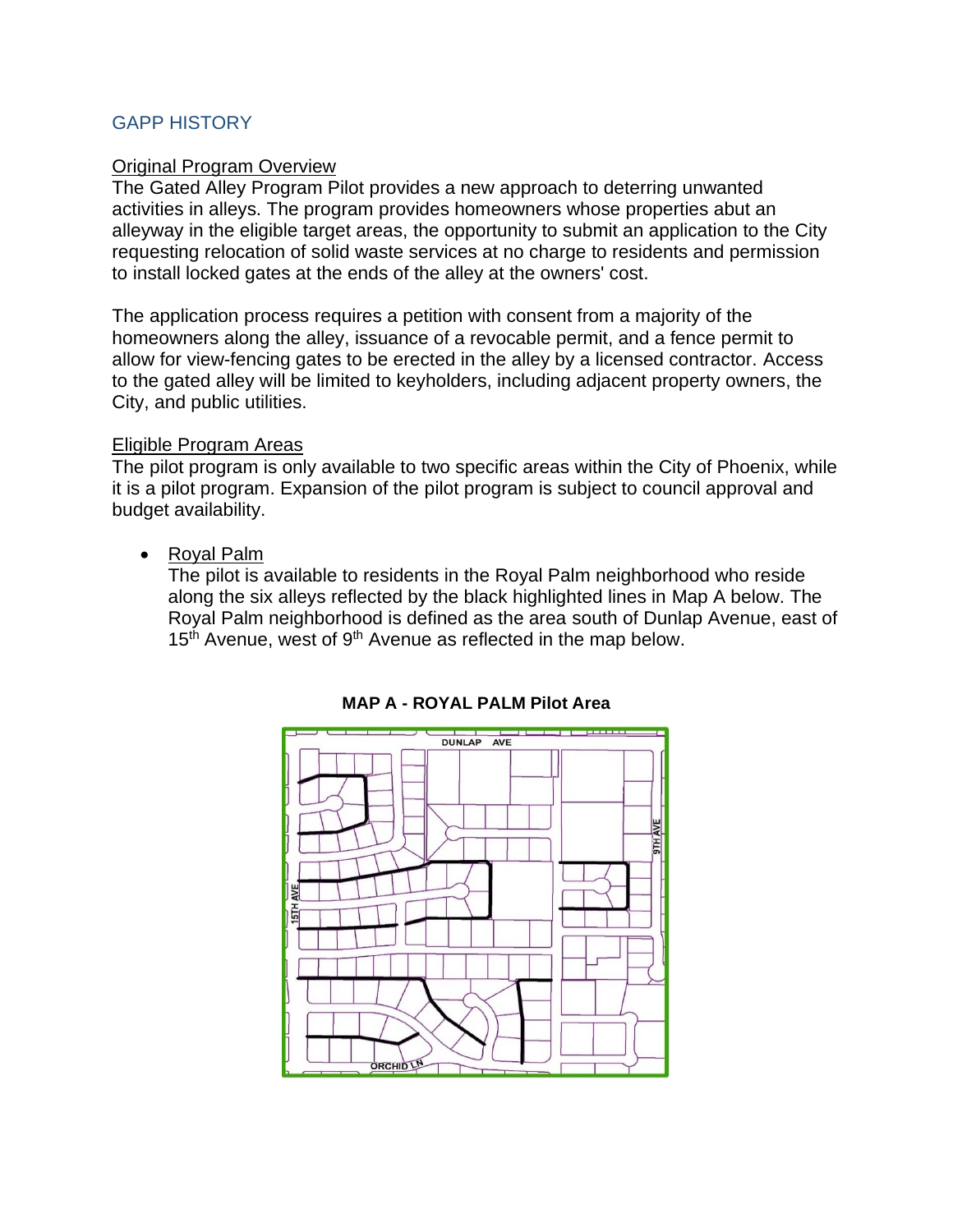## GAPP HISTORY

Original Program Overview

The Gated Alley Program Pilot provides a new approach to deterring unwanted activities in alleys. The program provides homeowners whose properties abut an alleyway in the eligible target areas, the opportunity to submit an application to the City requesting relocation of solid waste services at no charge to residents and permission to install locked gates at the ends of the alley at the owners' cost.

The application process requires a petition with consent from a majority of the homeowners along the alley, issuance of a revocable permit, and a fence permit to allow for view-fencing gates to be erected in the alley by a licensed contractor. Access to the gated alley will be limited to keyholders, including adjacent property owners, the City, and public utilities.

Eligible Program Areas

The pilot program is only available to two specific areas within the City of Phoenix, while it is a pilot program. Expansion of the pilot program is subject to council approval and budget availability.

- Royal Palm
  The pilot is available to residents in the Royal Palm neighborhood who reside along the six alleys reflected by the black highlighted lines in Map A below. The Royal Palm neighborhood is defined as the area south of Dunlap Avenue, east of 15th Avenue, west of 9th Avenue as reflected in the map below.

**MAP A - ROYAL PALM Pilot Area**

DUNLAP AVE

15TH AVE

9TH AVE

ORCHID LN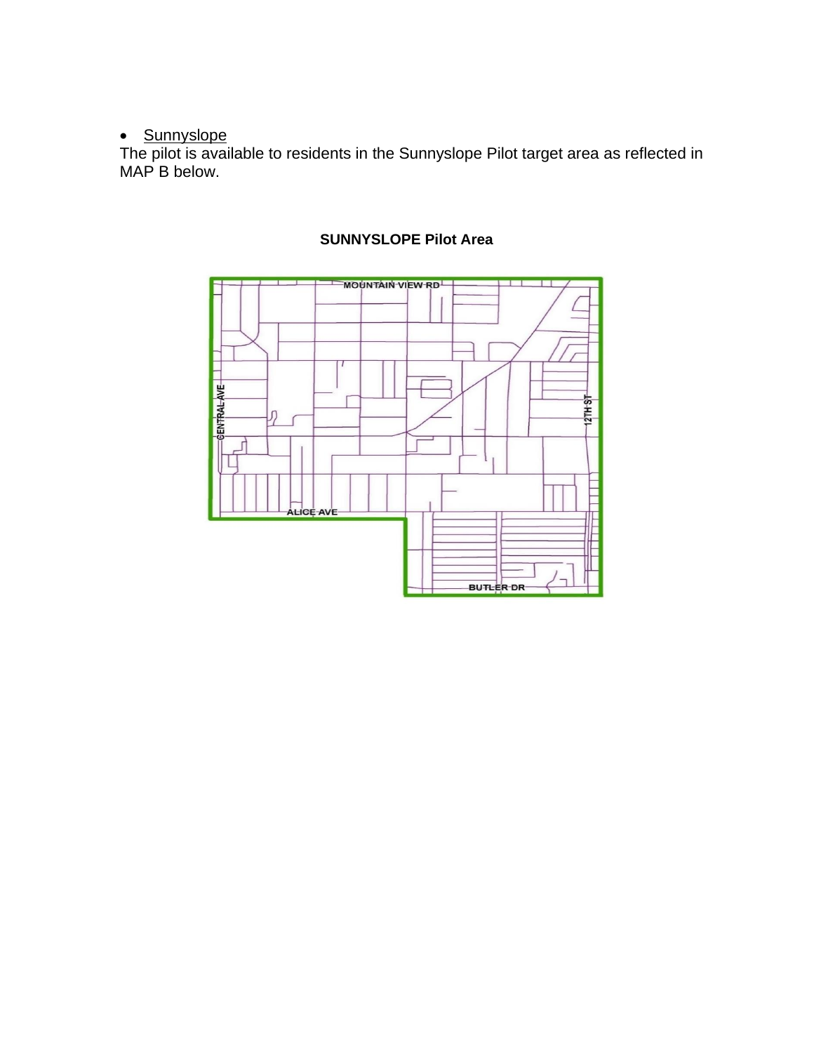- Sunnyslope

The pilot is available to residents in the Sunnyslope Pilot target area as reflected in MAP B below.

**SUNNYSLOPE Pilot Area**

MOUNTAIN VIEW RD

CENTRAL AVE

12TH ST

ALICE AVE

BUTLER DR